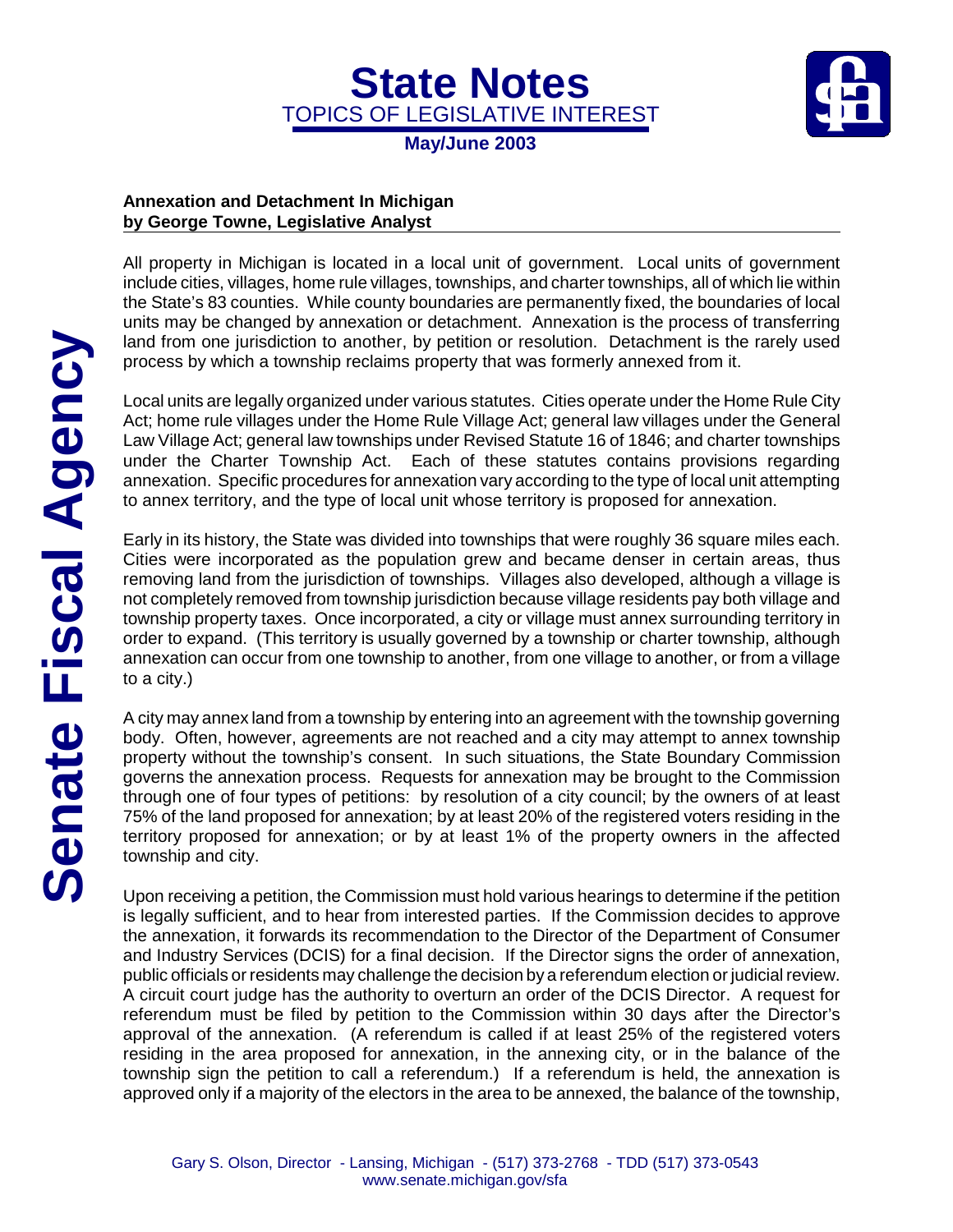# State Notes

TOPICS OF LEGISLATIVE INTEREST

**May/June 2003**

**Annexation and Detachment In Michigan**
**by George Towne, Legislative Analyst**

All property in Michigan is located in a local unit of government. Local units of government include cities, villages, home rule villages, townships, and charter townships, all of which lie within the State's 83 counties. While county boundaries are permanently fixed, the boundaries of local units may be changed by annexation or detachment. Annexation is the process of transferring land from one jurisdiction to another, by petition or resolution. Detachment is the rarely used process by which a township reclaims property that was formerly annexed from it.

Local units are legally organized under various statutes. Cities operate under the Home Rule City Act; home rule villages under the Home Rule Village Act; general law villages under the General Law Village Act; general law townships under Revised Statute 16 of 1846; and charter townships under the Charter Township Act. Each of these statutes contains provisions regarding annexation. Specific procedures for annexation vary according to the type of local unit attempting to annex territory, and the type of local unit whose territory is proposed for annexation.

Early in its history, the State was divided into townships that were roughly 36 square miles each. Cities were incorporated as the population grew and became denser in certain areas, thus removing land from the jurisdiction of townships. Villages also developed, although a village is not completely removed from township jurisdiction because village residents pay both village and township property taxes. Once incorporated, a city or village must annex surrounding territory in order to expand. (This territory is usually governed by a township or charter township, although annexation can occur from one township to another, from one village to another, or from a village to a city.)

A city may annex land from a township by entering into an agreement with the township governing body. Often, however, agreements are not reached and a city may attempt to annex township property without the township's consent. In such situations, the State Boundary Commission governs the annexation process. Requests for annexation may be brought to the Commission through one of four types of petitions: by resolution of a city council; by the owners of at least 75% of the land proposed for annexation; by at least 20% of the registered voters residing in the territory proposed for annexation; or by at least 1% of the property owners in the affected township and city.

Upon receiving a petition, the Commission must hold various hearings to determine if the petition is legally sufficient, and to hear from interested parties. If the Commission decides to approve the annexation, it forwards its recommendation to the Director of the Department of Consumer and Industry Services (DCIS) for a final decision. If the Director signs the order of annexation, public officials or residents may challenge the decision by a referendum election or judicial review. A circuit court judge has the authority to overturn an order of the DCIS Director. A request for referendum must be filed by petition to the Commission within 30 days after the Director's approval of the annexation. (A referendum is called if at least 25% of the registered voters residing in the area proposed for annexation, in the annexing city, or in the balance of the township sign the petition to call a referendum.) If a referendum is held, the annexation is approved only if a majority of the electors in the area to be annexed, the balance of the township,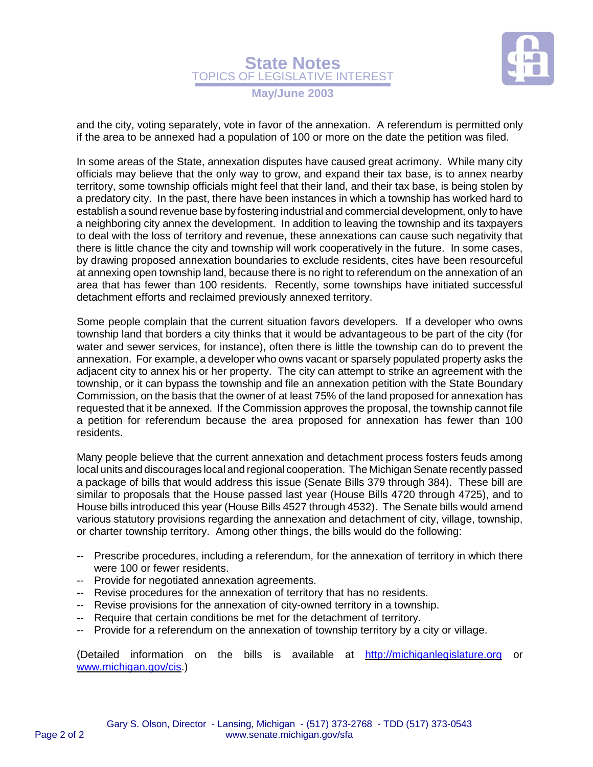and the city, voting separately, vote in favor of the annexation. A referendum is permitted only if the area to be annexed had a population of 100 or more on the date the petition was filed.

In some areas of the State, annexation disputes have caused great acrimony. While many city officials may believe that the only way to grow, and expand their tax base, is to annex nearby territory, some township officials might feel that their land, and their tax base, is being stolen by a predatory city. In the past, there have been instances in which a township has worked hard to establish a sound revenue base by fostering industrial and commercial development, only to have a neighboring city annex the development. In addition to leaving the township and its taxpayers to deal with the loss of territory and revenue, these annexations can cause such negativity that there is little chance the city and township will work cooperatively in the future. In some cases, by drawing proposed annexation boundaries to exclude residents, cites have been resourceful at annexing open township land, because there is no right to referendum on the annexation of an area that has fewer than 100 residents. Recently, some townships have initiated successful detachment efforts and reclaimed previously annexed territory.

Some people complain that the current situation favors developers. If a developer who owns township land that borders a city thinks that it would be advantageous to be part of the city (for water and sewer services, for instance), often there is little the township can do to prevent the annexation. For example, a developer who owns vacant or sparsely populated property asks the adjacent city to annex his or her property. The city can attempt to strike an agreement with the township, or it can bypass the township and file an annexation petition with the State Boundary Commission, on the basis that the owner of at least 75% of the land proposed for annexation has requested that it be annexed. If the Commission approves the proposal, the township cannot file a petition for referendum because the area proposed for annexation has fewer than 100 residents.

Many people believe that the current annexation and detachment process fosters feuds among local units and discourages local and regional cooperation. The Michigan Senate recently passed a package of bills that would address this issue (Senate Bills 379 through 384). These bill are similar to proposals that the House passed last year (House Bills 4720 through 4725), and to House bills introduced this year (House Bills 4527 through 4532). The Senate bills would amend various statutory provisions regarding the annexation and detachment of city, village, township, or charter township territory. Among other things, the bills would do the following:

- Prescribe procedures, including a referendum, for the annexation of territory in which there were 100 or fewer residents.
- Provide for negotiated annexation agreements.
- Revise procedures for the annexation of territory that has no residents.
- Revise provisions for the annexation of city-owned territory in a township.
- Require that certain conditions be met for the detachment of territory.
- Provide for a referendum on the annexation of township territory by a city or village.

(Detailed information on the bills is available at http://michiganlegislature.org or www.michigan.gov/cis.)